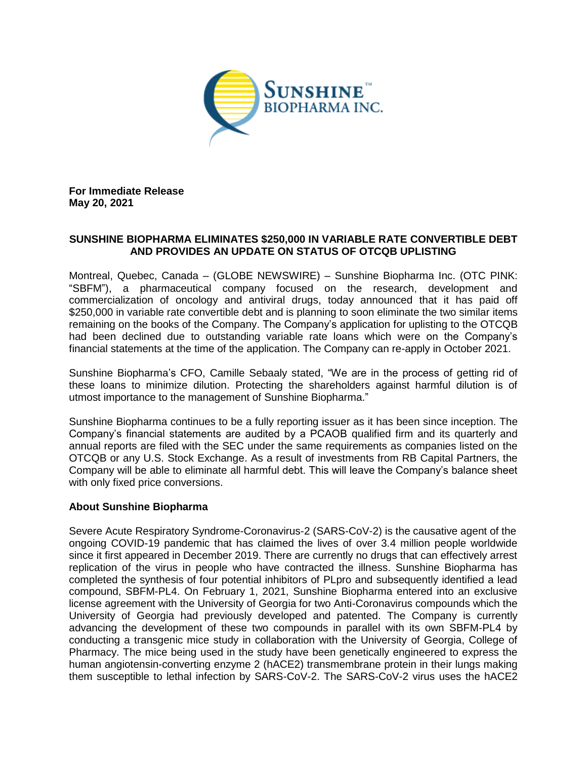**For Immediate Release**
**May 20, 2021**

# SUNSHINE BIOPHARMA ELIMINATES $250,000 IN VARIABLE RATE CONVERTIBLE DEBT AND PROVIDES AN UPDATE ON STATUS OF OTCQB UPLISTING

Montreal, Quebec, Canada – (GLOBE NEWSWIRE) – Sunshine Biopharma Inc. (OTC PINK: "SBFM"), a pharmaceutical company focused on the research, development and commercialization of oncology and antiviral drugs, today announced that it has paid off $250,000 in variable rate convertible debt and is planning to soon eliminate the two similar items remaining on the books of the Company. The Company's application for uplisting to the OTCQB had been declined due to outstanding variable rate loans which were on the Company's financial statements at the time of the application. The Company can re-apply in October 2021.

Sunshine Biopharma's CFO, Camille Sebaaly stated, "We are in the process of getting rid of these loans to minimize dilution. Protecting the shareholders against harmful dilution is of utmost importance to the management of Sunshine Biopharma."

Sunshine Biopharma continues to be a fully reporting issuer as it has been since inception. The Company's financial statements are audited by a PCAOB qualified firm and its quarterly and annual reports are filed with the SEC under the same requirements as companies listed on the OTCQB or any U.S. Stock Exchange. As a result of investments from RB Capital Partners, the Company will be able to eliminate all harmful debt. This will leave the Company's balance sheet with only fixed price conversions.

## About Sunshine Biopharma

Severe Acute Respiratory Syndrome-Coronavirus-2 (SARS-CoV-2) is the causative agent of the ongoing COVID-19 pandemic that has claimed the lives of over 3.4 million people worldwide since it first appeared in December 2019. There are currently no drugs that can effectively arrest replication of the virus in people who have contracted the illness. Sunshine Biopharma has completed the synthesis of four potential inhibitors of PLpro and subsequently identified a lead compound, SBFM-PL4. On February 1, 2021, Sunshine Biopharma entered into an exclusive license agreement with the University of Georgia for two Anti-Coronavirus compounds which the University of Georgia had previously developed and patented. The Company is currently advancing the development of these two compounds in parallel with its own SBFM-PL4 by conducting a transgenic mice study in collaboration with the University of Georgia, College of Pharmacy. The mice being used in the study have been genetically engineered to express the human angiotensin-converting enzyme 2 (hACE2) transmembrane protein in their lungs making them susceptible to lethal infection by SARS-CoV-2. The SARS-CoV-2 virus uses the hACE2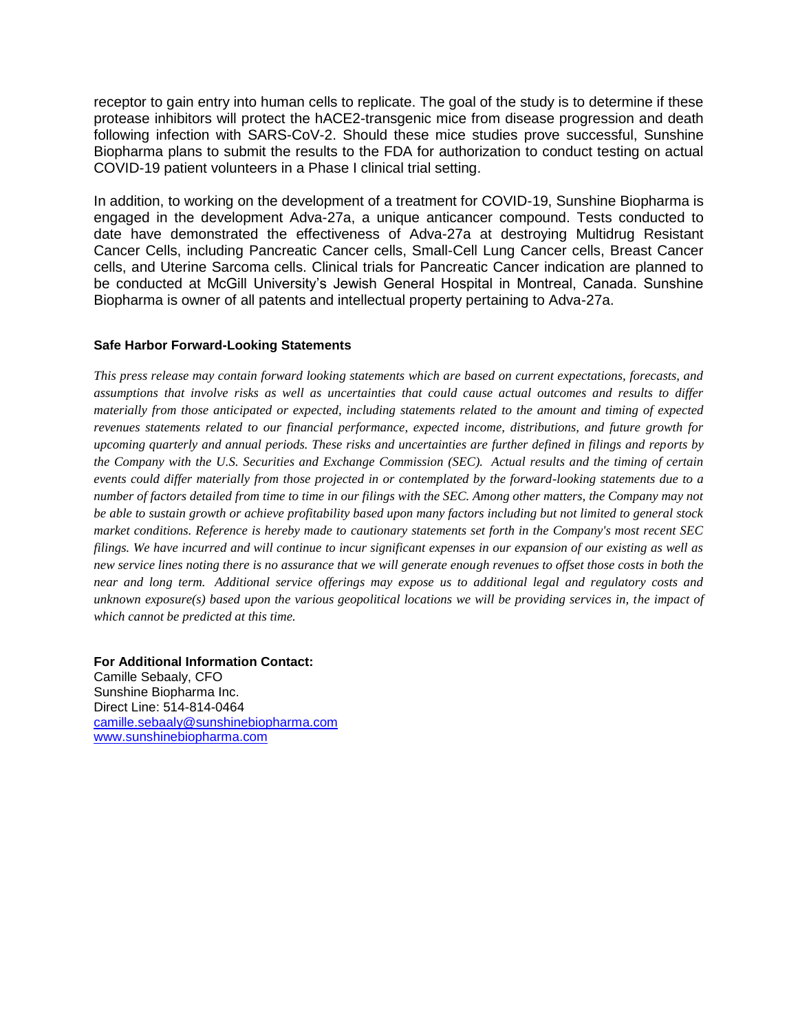receptor to gain entry into human cells to replicate. The goal of the study is to determine if these protease inhibitors will protect the hACE2-transgenic mice from disease progression and death following infection with SARS-CoV-2. Should these mice studies prove successful, Sunshine Biopharma plans to submit the results to the FDA for authorization to conduct testing on actual COVID-19 patient volunteers in a Phase I clinical trial setting.

In addition, to working on the development of a treatment for COVID-19, Sunshine Biopharma is engaged in the development Adva-27a, a unique anticancer compound. Tests conducted to date have demonstrated the effectiveness of Adva-27a at destroying Multidrug Resistant Cancer Cells, including Pancreatic Cancer cells, Small-Cell Lung Cancer cells, Breast Cancer cells, and Uterine Sarcoma cells. Clinical trials for Pancreatic Cancer indication are planned to be conducted at McGill University's Jewish General Hospital in Montreal, Canada. Sunshine Biopharma is owner of all patents and intellectual property pertaining to Adva-27a.

**Safe Harbor Forward-Looking Statements**

*This press release may contain forward looking statements which are based on current expectations, forecasts, and assumptions that involve risks as well as uncertainties that could cause actual outcomes and results to differ materially from those anticipated or expected, including statements related to the amount and timing of expected revenues statements related to our financial performance, expected income, distributions, and future growth for upcoming quarterly and annual periods. These risks and uncertainties are further defined in filings and reports by the Company with the U.S. Securities and Exchange Commission (SEC). Actual results and the timing of certain events could differ materially from those projected in or contemplated by the forward-looking statements due to a number of factors detailed from time to time in our filings with the SEC. Among other matters, the Company may not be able to sustain growth or achieve profitability based upon many factors including but not limited to general stock market conditions. Reference is hereby made to cautionary statements set forth in the Company's most recent SEC filings. We have incurred and will continue to incur significant expenses in our expansion of our existing as well as new service lines noting there is no assurance that we will generate enough revenues to offset those costs in both the near and long term. Additional service offerings may expose us to additional legal and regulatory costs and unknown exposure(s) based upon the various geopolitical locations we will be providing services in, the impact of which cannot be predicted at this time.*

**For Additional Information Contact:**
Camille Sebaaly, CFO
Sunshine Biopharma Inc.
Direct Line: 514-814-0464
camille.sebaaly@sunshinebiopharma.com
www.sunshinebiopharma.com